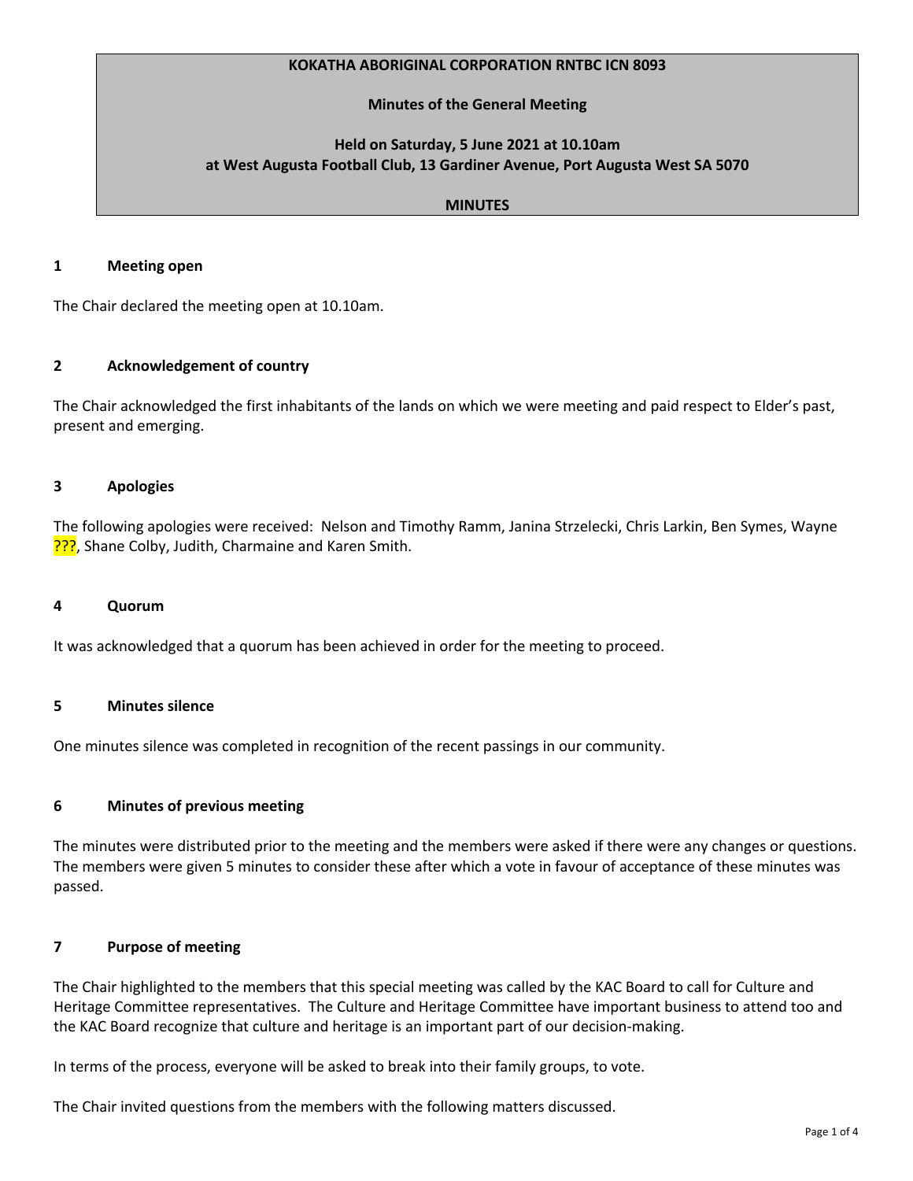**KOKATHA ABORIGINAL CORPORATION RNTBC ICN 8093**

**Minutes of the General Meeting**

**Held on Saturday, 5 June 2021 at 10.10am**
**at West Augusta Football Club, 13 Gardiner Avenue, Port Augusta West SA 5070**

**MINUTES**

## 1 Meeting open

The Chair declared the meeting open at 10.10am.

## 2 Acknowledgement of country

The Chair acknowledged the first inhabitants of the lands on which we were meeting and paid respect to Elder's past, present and emerging.

## 3 Apologies

The following apologies were received: Nelson and Timothy Ramm, Janina Strzelecki, Chris Larkin, Ben Symes, Wayne ???, Shane Colby, Judith, Charmaine and Karen Smith.

## 4 Quorum

It was acknowledged that a quorum has been achieved in order for the meeting to proceed.

## 5 Minutes silence

One minutes silence was completed in recognition of the recent passings in our community.

## 6 Minutes of previous meeting

The minutes were distributed prior to the meeting and the members were asked if there were any changes or questions. The members were given 5 minutes to consider these after which a vote in favour of acceptance of these minutes was passed.

## 7 Purpose of meeting

The Chair highlighted to the members that this special meeting was called by the KAC Board to call for Culture and Heritage Committee representatives. The Culture and Heritage Committee have important business to attend too and the KAC Board recognize that culture and heritage is an important part of our decision-making.

In terms of the process, everyone will be asked to break into their family groups, to vote.

The Chair invited questions from the members with the following matters discussed.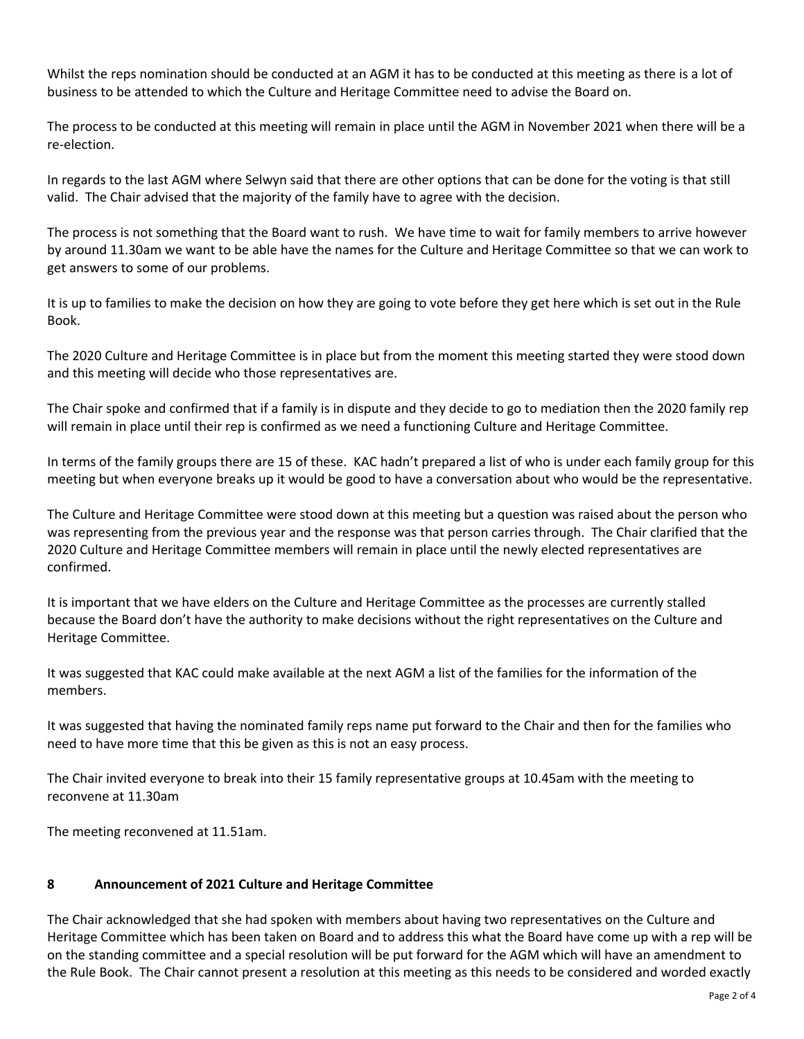Whilst the reps nomination should be conducted at an AGM it has to be conducted at this meeting as there is a lot of business to be attended to which the Culture and Heritage Committee need to advise the Board on.

The process to be conducted at this meeting will remain in place until the AGM in November 2021 when there will be a re-election.

In regards to the last AGM where Selwyn said that there are other options that can be done for the voting is that still valid. The Chair advised that the majority of the family have to agree with the decision.

The process is not something that the Board want to rush. We have time to wait for family members to arrive however by around 11.30am we want to be able have the names for the Culture and Heritage Committee so that we can work to get answers to some of our problems.

It is up to families to make the decision on how they are going to vote before they get here which is set out in the Rule Book.

The 2020 Culture and Heritage Committee is in place but from the moment this meeting started they were stood down and this meeting will decide who those representatives are.

The Chair spoke and confirmed that if a family is in dispute and they decide to go to mediation then the 2020 family rep will remain in place until their rep is confirmed as we need a functioning Culture and Heritage Committee.

In terms of the family groups there are 15 of these. KAC hadn't prepared a list of who is under each family group for this meeting but when everyone breaks up it would be good to have a conversation about who would be the representative.

The Culture and Heritage Committee were stood down at this meeting but a question was raised about the person who was representing from the previous year and the response was that person carries through. The Chair clarified that the 2020 Culture and Heritage Committee members will remain in place until the newly elected representatives are confirmed.

It is important that we have elders on the Culture and Heritage Committee as the processes are currently stalled because the Board don't have the authority to make decisions without the right representatives on the Culture and Heritage Committee.

It was suggested that KAC could make available at the next AGM a list of the families for the information of the members.

It was suggested that having the nominated family reps name put forward to the Chair and then for the families who need to have more time that this be given as this is not an easy process.

The Chair invited everyone to break into their 15 family representative groups at 10.45am with the meeting to reconvene at 11.30am

The meeting reconvened at 11.51am.

## 8 Announcement of 2021 Culture and Heritage Committee

The Chair acknowledged that she had spoken with members about having two representatives on the Culture and Heritage Committee which has been taken on Board and to address this what the Board have come up with a rep will be on the standing committee and a special resolution will be put forward for the AGM which will have an amendment to the Rule Book. The Chair cannot present a resolution at this meeting as this needs to be considered and worded exactly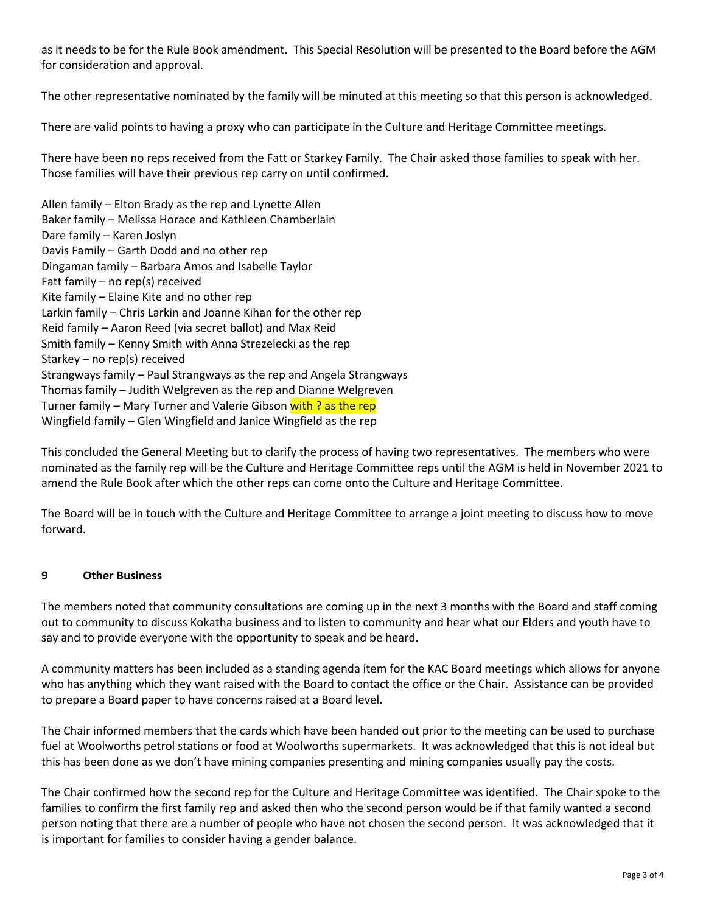as it needs to be for the Rule Book amendment. This Special Resolution will be presented to the Board before the AGM for consideration and approval.

The other representative nominated by the family will be minuted at this meeting so that this person is acknowledged.

There are valid points to having a proxy who can participate in the Culture and Heritage Committee meetings.

There have been no reps received from the Fatt or Starkey Family. The Chair asked those families to speak with her. Those families will have their previous rep carry on until confirmed.

Allen family – Elton Brady as the rep and Lynette Allen
Baker family – Melissa Horace and Kathleen Chamberlain
Dare family – Karen Joslyn
Davis Family – Garth Dodd and no other rep
Dingaman family – Barbara Amos and Isabelle Taylor
Fatt family – no rep(s) received
Kite family – Elaine Kite and no other rep
Larkin family – Chris Larkin and Joanne Kihan for the other rep
Reid family – Aaron Reed (via secret ballot) and Max Reid
Smith family – Kenny Smith with Anna Strezelecki as the rep
Starkey – no rep(s) received
Strangways family – Paul Strangways as the rep and Angela Strangways
Thomas family – Judith Welgreven as the rep and Dianne Welgreven
Turner family – Mary Turner and Valerie Gibson with ? as the rep
Wingfield family – Glen Wingfield and Janice Wingfield as the rep

This concluded the General Meeting but to clarify the process of having two representatives. The members who were nominated as the family rep will be the Culture and Heritage Committee reps until the AGM is held in November 2021 to amend the Rule Book after which the other reps can come onto the Culture and Heritage Committee.

The Board will be in touch with the Culture and Heritage Committee to arrange a joint meeting to discuss how to move forward.

## 9 Other Business

The members noted that community consultations are coming up in the next 3 months with the Board and staff coming out to community to discuss Kokatha business and to listen to community and hear what our Elders and youth have to say and to provide everyone with the opportunity to speak and be heard.

A community matters has been included as a standing agenda item for the KAC Board meetings which allows for anyone who has anything which they want raised with the Board to contact the office or the Chair. Assistance can be provided to prepare a Board paper to have concerns raised at a Board level.

The Chair informed members that the cards which have been handed out prior to the meeting can be used to purchase fuel at Woolworths petrol stations or food at Woolworths supermarkets. It was acknowledged that this is not ideal but this has been done as we don't have mining companies presenting and mining companies usually pay the costs.

The Chair confirmed how the second rep for the Culture and Heritage Committee was identified. The Chair spoke to the families to confirm the first family rep and asked then who the second person would be if that family wanted a second person noting that there are a number of people who have not chosen the second person. It was acknowledged that it is important for families to consider having a gender balance.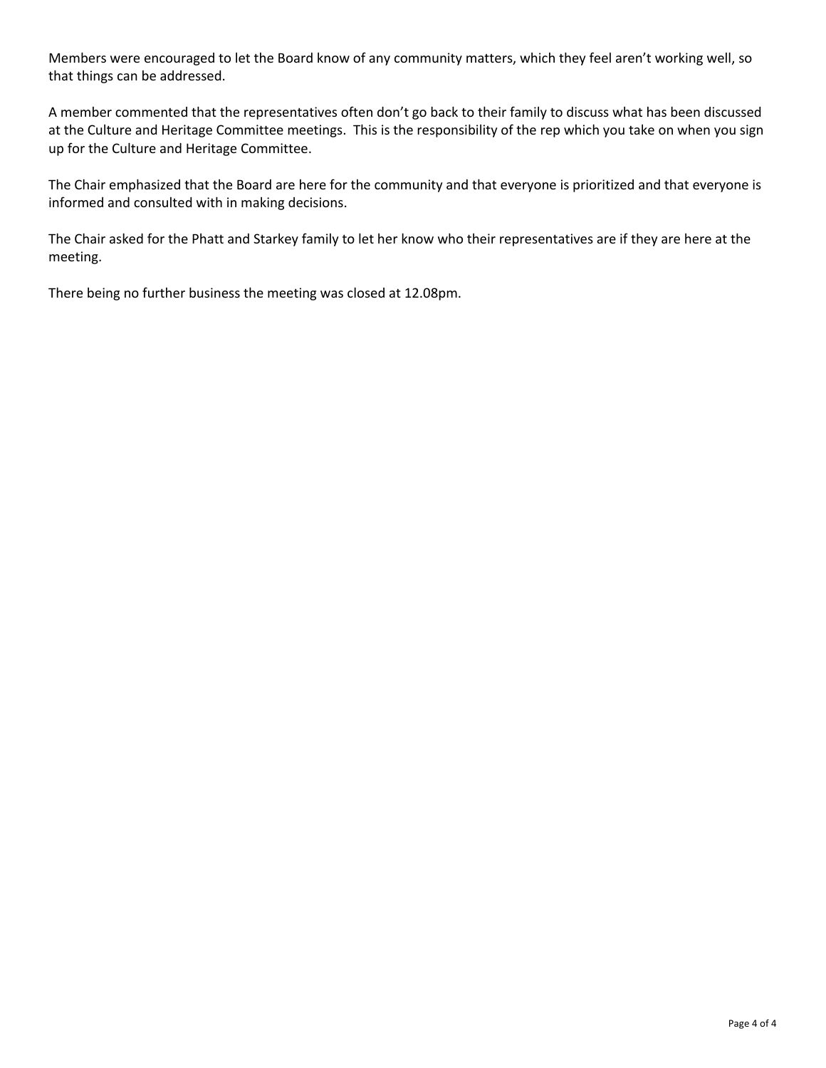Members were encouraged to let the Board know of any community matters, which they feel aren't working well, so that things can be addressed.

A member commented that the representatives often don't go back to their family to discuss what has been discussed at the Culture and Heritage Committee meetings. This is the responsibility of the rep which you take on when you sign up for the Culture and Heritage Committee.

The Chair emphasized that the Board are here for the community and that everyone is prioritized and that everyone is informed and consulted with in making decisions.

The Chair asked for the Phatt and Starkey family to let her know who their representatives are if they are here at the meeting.

There being no further business the meeting was closed at 12.08pm.